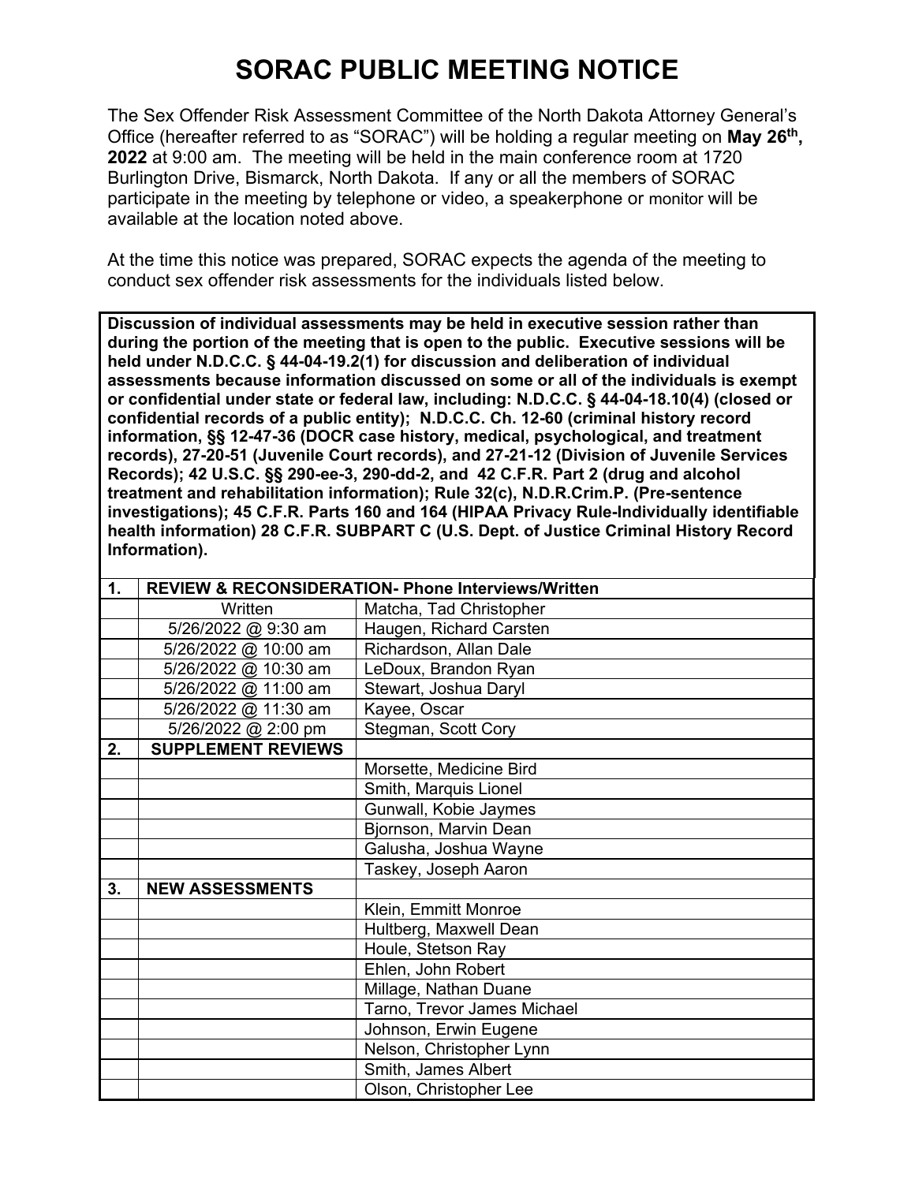# SORAC PUBLIC MEETING NOTICE

The Sex Offender Risk Assessment Committee of the North Dakota Attorney General's Office (hereafter referred to as "SORAC") will be holding a regular meeting on **May 26th, 2022** at 9:00 am. The meeting will be held in the main conference room at 1720 Burlington Drive, Bismarck, North Dakota. If any or all the members of SORAC participate in the meeting by telephone or video, a speakerphone or monitor will be available at the location noted above.

At the time this notice was prepared, SORAC expects the agenda of the meeting to conduct sex offender risk assessments for the individuals listed below.

**Discussion of individual assessments may be held in executive session rather than during the portion of the meeting that is open to the public. Executive sessions will be held under N.D.C.C. § 44-04-19.2(1) for discussion and deliberation of individual assessments because information discussed on some or all of the individuals is exempt or confidential under state or federal law, including: N.D.C.C. § 44-04-18.10(4) (closed or confidential records of a public entity); N.D.C.C. Ch. 12-60 (criminal history record information, §§ 12-47-36 (DOCR case history, medical, psychological, and treatment records), 27-20-51 (Juvenile Court records), and 27-21-12 (Division of Juvenile Services Records); 42 U.S.C. §§ 290-ee-3, 290-dd-2, and 42 C.F.R. Part 2 (drug and alcohol treatment and rehabilitation information); Rule 32(c), N.D.R.Crim.P. (Pre-sentence investigations); 45 C.F.R. Parts 160 and 164 (HIPAA Privacy Rule-Individually identifiable health information) 28 C.F.R. SUBPART C (U.S. Dept. of Justice Criminal History Record Information).**

| **1.** | **REVIEW & RECONSIDERATION- Phone Interviews/Written** | |
|---|---|---|
| | Written | Matcha, Tad Christopher |
| | 5/26/2022 @ 9:30 am | Haugen, Richard Carsten |
| | 5/26/2022 @ 10:00 am | Richardson, Allan Dale |
| | 5/26/2022 @ 10:30 am | LeDoux, Brandon Ryan |
| | 5/26/2022 @ 11:00 am | Stewart, Joshua Daryl |
| | 5/26/2022 @ 11:30 am | Kayee, Oscar |
| | 5/26/2022 @ 2:00 pm | Stegman, Scott Cory |
| **2.** | **SUPPLEMENT REVIEWS** | |
| | | Morsette, Medicine Bird |
| | | Smith, Marquis Lionel |
| | | Gunwall, Kobie Jaymes |
| | | Bjornson, Marvin Dean |
| | | Galusha, Joshua Wayne |
| | | Taskey, Joseph Aaron |
| **3.** | **NEW ASSESSMENTS** | |
| | | Klein, Emmitt Monroe |
| | | Hultberg, Maxwell Dean |
| | | Houle, Stetson Ray |
| | | Ehlen, John Robert |
| | | Millage, Nathan Duane |
| | | Tarno, Trevor James Michael |
| | | Johnson, Erwin Eugene |
| | | Nelson, Christopher Lynn |
| | | Smith, James Albert |
| | | Olson, Christopher Lee |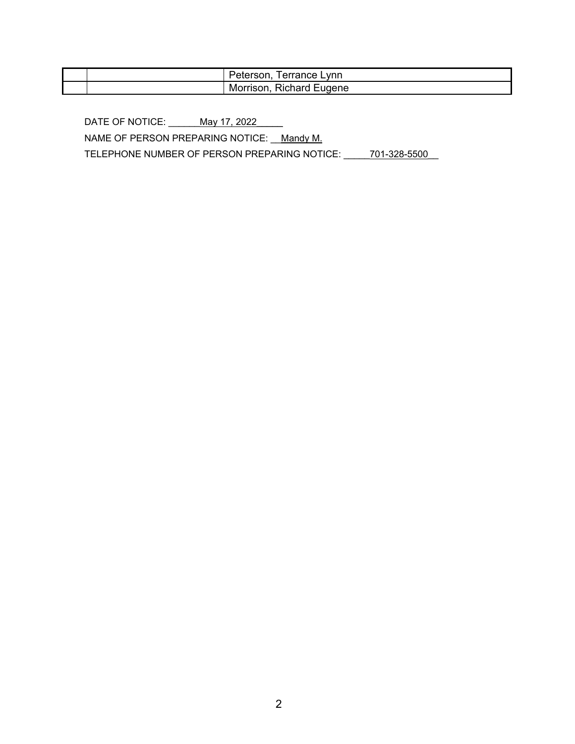| | | |
|---|---|---|
| | | Peterson, Terrance Lynn |
| | | Morrison, Richard Eugene |

DATE OF NOTICE: ______May 17, 2022_____

NAME OF PERSON PREPARING NOTICE: __Mandy M.

TELEPHONE NUMBER OF PERSON PREPARING NOTICE: _____701-328-5500__